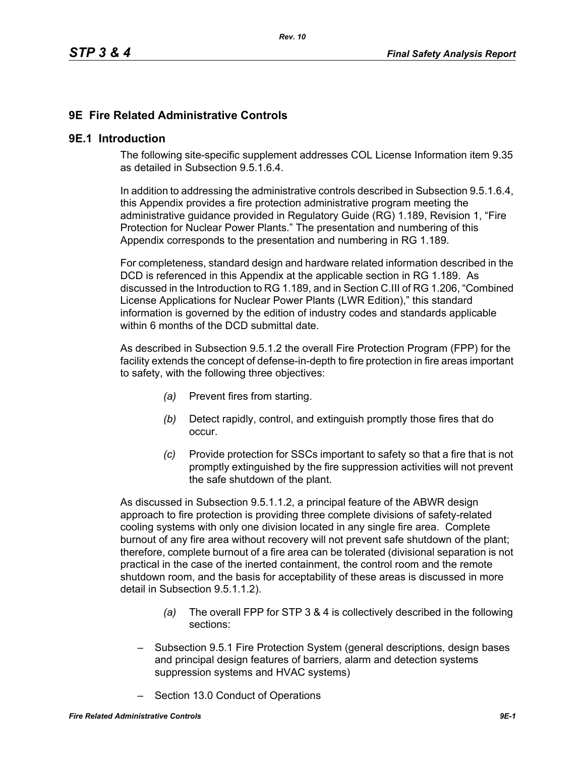## 9E Fire Related Administrative Controls

### 9E.1 Introduction

The following site-specific supplement addresses COL License Information item 9.35 as detailed in Subsection 9.5.1.6.4.

In addition to addressing the administrative controls described in Subsection 9.5.1.6.4, this Appendix provides a fire protection administrative program meeting the administrative guidance provided in Regulatory Guide (RG) 1.189, Revision 1, "Fire Protection for Nuclear Power Plants." The presentation and numbering of this Appendix corresponds to the presentation and numbering in RG 1.189.

For completeness, standard design and hardware related information described in the DCD is referenced in this Appendix at the applicable section in RG 1.189. As discussed in the Introduction to RG 1.189, and in Section C.III of RG 1.206, "Combined License Applications for Nuclear Power Plants (LWR Edition)," this standard information is governed by the edition of industry codes and standards applicable within 6 months of the DCD submittal date.

As described in Subsection 9.5.1.2 the overall Fire Protection Program (FPP) for the facility extends the concept of defense-in-depth to fire protection in fire areas important to safety, with the following three objectives:

*(a)* Prevent fires from starting.

*(b)* Detect rapidly, control, and extinguish promptly those fires that do occur.

*(c)* Provide protection for SSCs important to safety so that a fire that is not promptly extinguished by the fire suppression activities will not prevent the safe shutdown of the plant.

As discussed in Subsection 9.5.1.1.2, a principal feature of the ABWR design approach to fire protection is providing three complete divisions of safety-related cooling systems with only one division located in any single fire area. Complete burnout of any fire area without recovery will not prevent safe shutdown of the plant; therefore, complete burnout of a fire area can be tolerated (divisional separation is not practical in the case of the inerted containment, the control room and the remote shutdown room, and the basis for acceptability of these areas is discussed in more detail in Subsection 9.5.1.1.2).

*(a)* The overall FPP for STP 3 & 4 is collectively described in the following sections:

– Subsection 9.5.1 Fire Protection System (general descriptions, design bases and principal design features of barriers, alarm and detection systems suppression systems and HVAC systems)

– Section 13.0 Conduct of Operations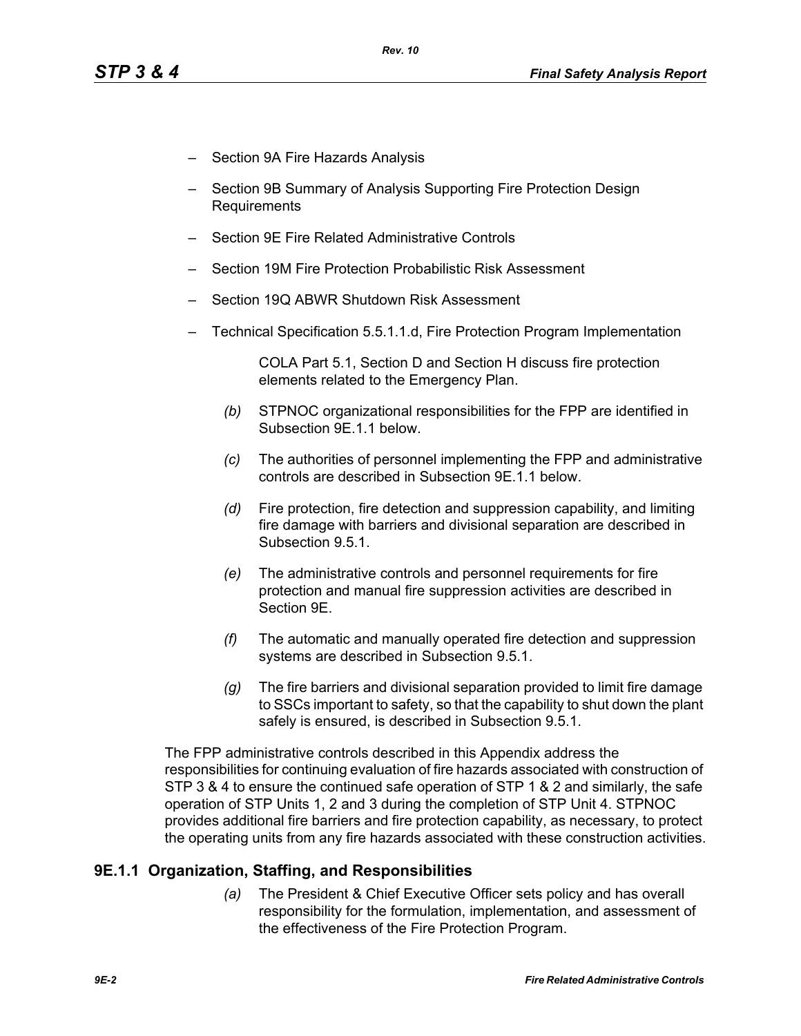– Section 9A Fire Hazards Analysis

– Section 9B Summary of Analysis Supporting Fire Protection Design Requirements

– Section 9E Fire Related Administrative Controls

– Section 19M Fire Protection Probabilistic Risk Assessment

– Section 19Q ABWR Shutdown Risk Assessment

– Technical Specification 5.5.1.1.d, Fire Protection Program Implementation

COLA Part 5.1, Section D and Section H discuss fire protection elements related to the Emergency Plan.

*(b)* STPNOC organizational responsibilities for the FPP are identified in Subsection 9E.1.1 below.

*(c)* The authorities of personnel implementing the FPP and administrative controls are described in Subsection 9E.1.1 below.

*(d)* Fire protection, fire detection and suppression capability, and limiting fire damage with barriers and divisional separation are described in Subsection 9.5.1.

*(e)* The administrative controls and personnel requirements for fire protection and manual fire suppression activities are described in Section 9E.

*(f)* The automatic and manually operated fire detection and suppression systems are described in Subsection 9.5.1.

*(g)* The fire barriers and divisional separation provided to limit fire damage to SSCs important to safety, so that the capability to shut down the plant safely is ensured, is described in Subsection 9.5.1.

The FPP administrative controls described in this Appendix address the responsibilities for continuing evaluation of fire hazards associated with construction of STP 3 & 4 to ensure the continued safe operation of STP 1 & 2 and similarly, the safe operation of STP Units 1, 2 and 3 during the completion of STP Unit 4. STPNOC provides additional fire barriers and fire protection capability, as necessary, to protect the operating units from any fire hazards associated with these construction activities.

## 9E.1.1 Organization, Staffing, and Responsibilities

*(a)* The President & Chief Executive Officer sets policy and has overall responsibility for the formulation, implementation, and assessment of the effectiveness of the Fire Protection Program.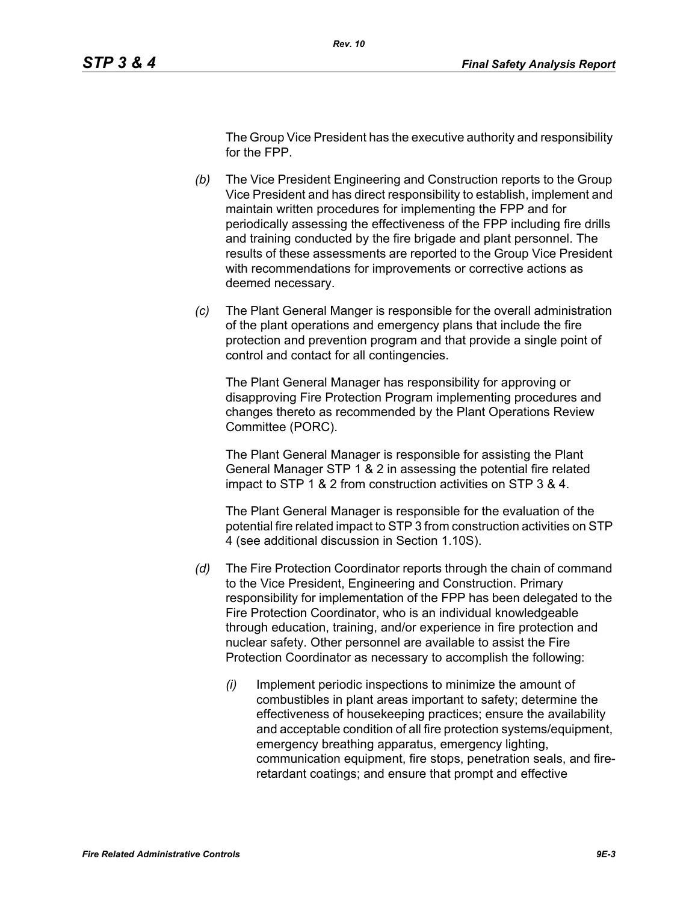The Group Vice President has the executive authority and responsibility for the FPP.

*(b)* The Vice President Engineering and Construction reports to the Group Vice President and has direct responsibility to establish, implement and maintain written procedures for implementing the FPP and for periodically assessing the effectiveness of the FPP including fire drills and training conducted by the fire brigade and plant personnel. The results of these assessments are reported to the Group Vice President with recommendations for improvements or corrective actions as deemed necessary.

*(c)* The Plant General Manger is responsible for the overall administration of the plant operations and emergency plans that include the fire protection and prevention program and that provide a single point of control and contact for all contingencies.

The Plant General Manager has responsibility for approving or disapproving Fire Protection Program implementing procedures and changes thereto as recommended by the Plant Operations Review Committee (PORC).

The Plant General Manager is responsible for assisting the Plant General Manager STP 1 & 2 in assessing the potential fire related impact to STP 1 & 2 from construction activities on STP 3 & 4.

The Plant General Manager is responsible for the evaluation of the potential fire related impact to STP 3 from construction activities on STP 4 (see additional discussion in Section 1.10S).

*(d)* The Fire Protection Coordinator reports through the chain of command to the Vice President, Engineering and Construction. Primary responsibility for implementation of the FPP has been delegated to the Fire Protection Coordinator, who is an individual knowledgeable through education, training, and/or experience in fire protection and nuclear safety. Other personnel are available to assist the Fire Protection Coordinator as necessary to accomplish the following:

*(i)* Implement periodic inspections to minimize the amount of combustibles in plant areas important to safety; determine the effectiveness of housekeeping practices; ensure the availability and acceptable condition of all fire protection systems/equipment, emergency breathing apparatus, emergency lighting, communication equipment, fire stops, penetration seals, and fire-retardant coatings; and ensure that prompt and effective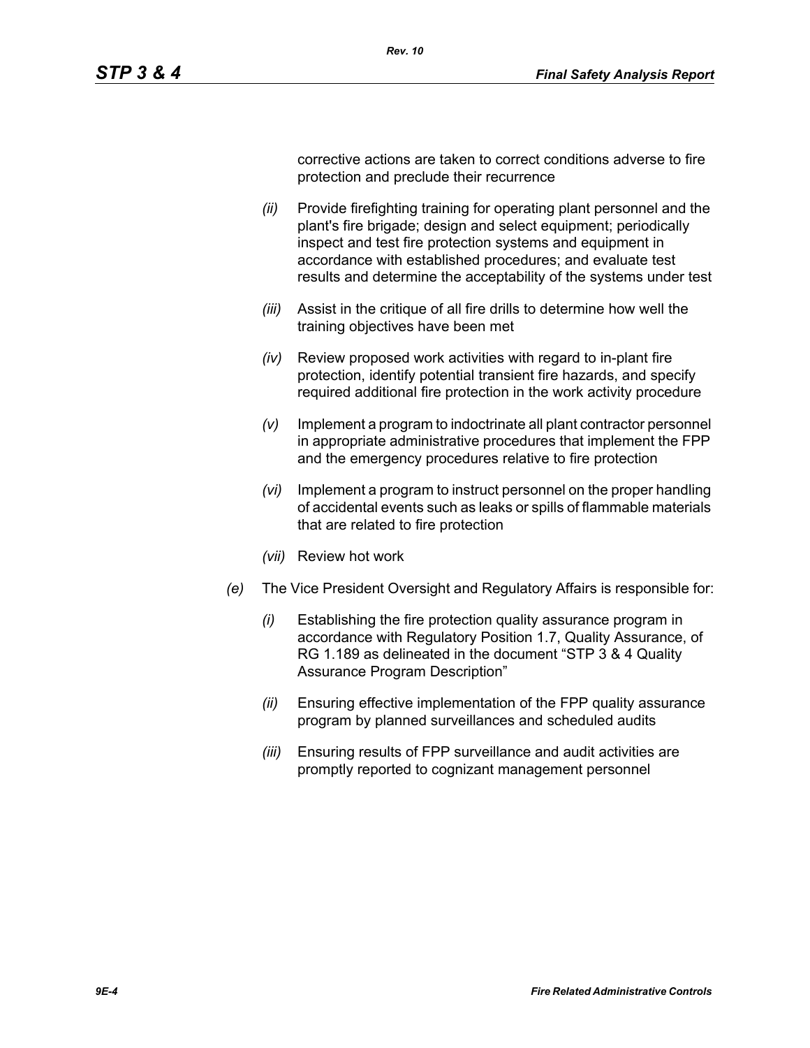corrective actions are taken to correct conditions adverse to fire protection and preclude their recurrence

- *(ii)* Provide firefighting training for operating plant personnel and the plant's fire brigade; design and select equipment; periodically inspect and test fire protection systems and equipment in accordance with established procedures; and evaluate test results and determine the acceptability of the systems under test

- *(iii)* Assist in the critique of all fire drills to determine how well the training objectives have been met

- *(iv)* Review proposed work activities with regard to in-plant fire protection, identify potential transient fire hazards, and specify required additional fire protection in the work activity procedure

- *(v)* Implement a program to indoctrinate all plant contractor personnel in appropriate administrative procedures that implement the FPP and the emergency procedures relative to fire protection

- *(vi)* Implement a program to instruct personnel on the proper handling of accidental events such as leaks or spills of flammable materials that are related to fire protection

- *(vii)* Review hot work

*(e)* The Vice President Oversight and Regulatory Affairs is responsible for:

- *(i)* Establishing the fire protection quality assurance program in accordance with Regulatory Position 1.7, Quality Assurance, of RG 1.189 as delineated in the document "STP 3 & 4 Quality Assurance Program Description"

- *(ii)* Ensuring effective implementation of the FPP quality assurance program by planned surveillances and scheduled audits

- *(iii)* Ensuring results of FPP surveillance and audit activities are promptly reported to cognizant management personnel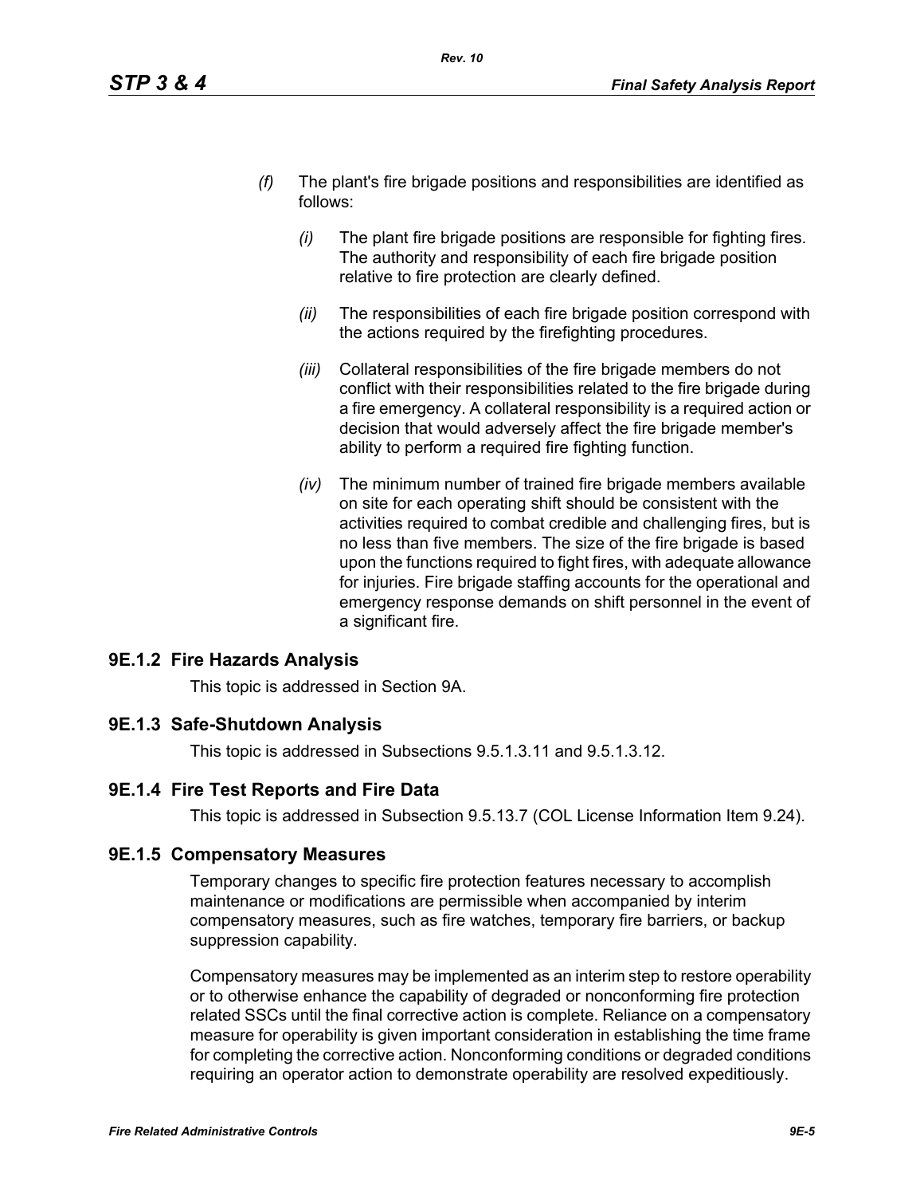*(f)* The plant's fire brigade positions and responsibilities are identified as follows:

*(i)* The plant fire brigade positions are responsible for fighting fires. The authority and responsibility of each fire brigade position relative to fire protection are clearly defined.

*(ii)* The responsibilities of each fire brigade position correspond with the actions required by the firefighting procedures.

*(iii)* Collateral responsibilities of the fire brigade members do not conflict with their responsibilities related to the fire brigade during a fire emergency. A collateral responsibility is a required action or decision that would adversely affect the fire brigade member's ability to perform a required fire fighting function.

*(iv)* The minimum number of trained fire brigade members available on site for each operating shift should be consistent with the activities required to combat credible and challenging fires, but is no less than five members. The size of the fire brigade is based upon the functions required to fight fires, with adequate allowance for injuries. Fire brigade staffing accounts for the operational and emergency response demands on shift personnel in the event of a significant fire.

## 9E.1.2 Fire Hazards Analysis

This topic is addressed in Section 9A.

## 9E.1.3 Safe-Shutdown Analysis

This topic is addressed in Subsections 9.5.1.3.11 and 9.5.1.3.12.

## 9E.1.4 Fire Test Reports and Fire Data

This topic is addressed in Subsection 9.5.13.7 (COL License Information Item 9.24).

## 9E.1.5 Compensatory Measures

Temporary changes to specific fire protection features necessary to accomplish maintenance or modifications are permissible when accompanied by interim compensatory measures, such as fire watches, temporary fire barriers, or backup suppression capability.

Compensatory measures may be implemented as an interim step to restore operability or to otherwise enhance the capability of degraded or nonconforming fire protection related SSCs until the final corrective action is complete. Reliance on a compensatory measure for operability is given important consideration in establishing the time frame for completing the corrective action. Nonconforming conditions or degraded conditions requiring an operator action to demonstrate operability are resolved expeditiously.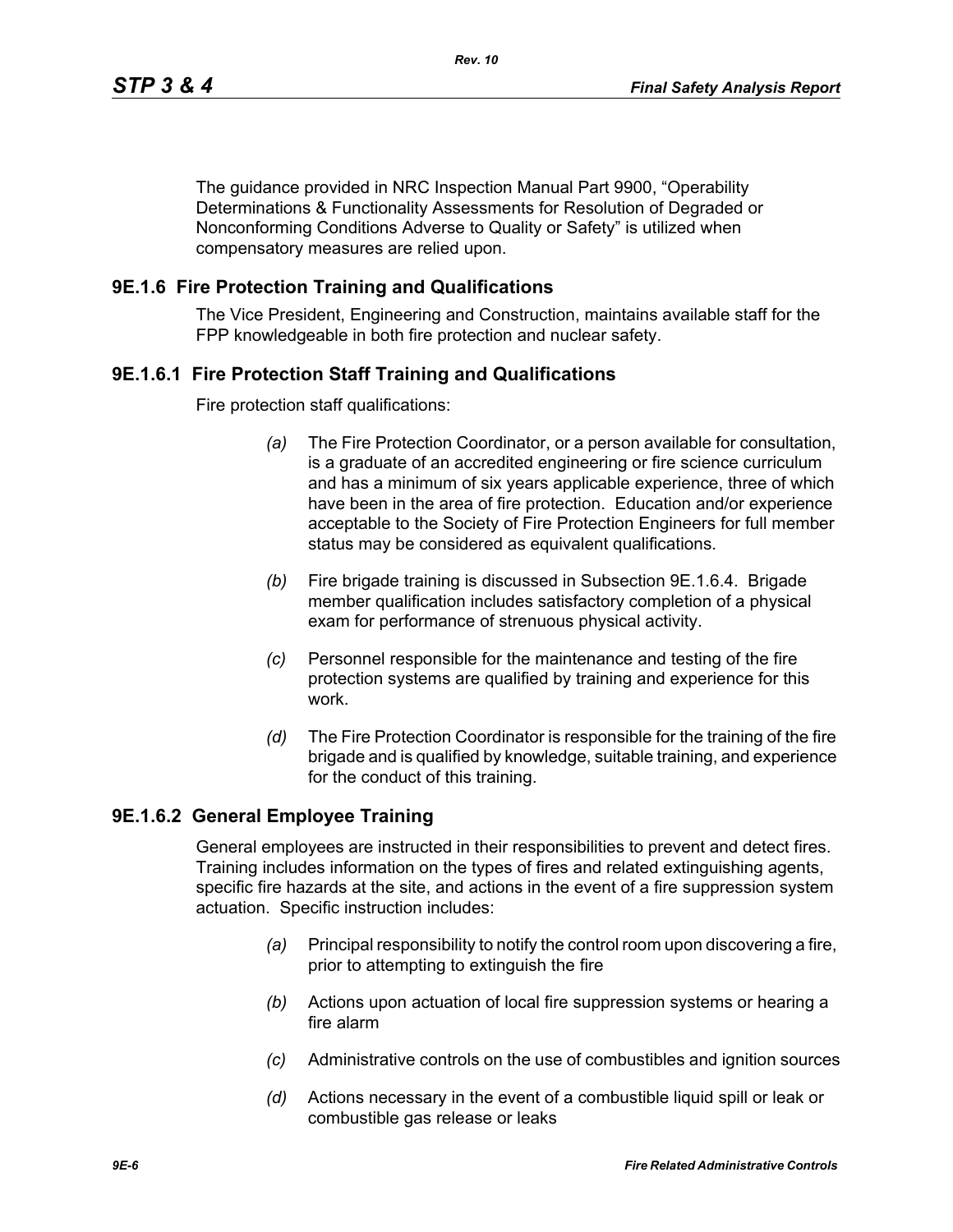The guidance provided in NRC Inspection Manual Part 9900, "Operability Determinations & Functionality Assessments for Resolution of Degraded or Nonconforming Conditions Adverse to Quality or Safety" is utilized when compensatory measures are relied upon.

## 9E.1.6 Fire Protection Training and Qualifications

The Vice President, Engineering and Construction, maintains available staff for the FPP knowledgeable in both fire protection and nuclear safety.

### 9E.1.6.1 Fire Protection Staff Training and Qualifications

Fire protection staff qualifications:

*(a)* The Fire Protection Coordinator, or a person available for consultation, is a graduate of an accredited engineering or fire science curriculum and has a minimum of six years applicable experience, three of which have been in the area of fire protection. Education and/or experience acceptable to the Society of Fire Protection Engineers for full member status may be considered as equivalent qualifications.

*(b)* Fire brigade training is discussed in Subsection 9E.1.6.4. Brigade member qualification includes satisfactory completion of a physical exam for performance of strenuous physical activity.

*(c)* Personnel responsible for the maintenance and testing of the fire protection systems are qualified by training and experience for this work.

*(d)* The Fire Protection Coordinator is responsible for the training of the fire brigade and is qualified by knowledge, suitable training, and experience for the conduct of this training.

### 9E.1.6.2 General Employee Training

General employees are instructed in their responsibilities to prevent and detect fires. Training includes information on the types of fires and related extinguishing agents, specific fire hazards at the site, and actions in the event of a fire suppression system actuation. Specific instruction includes:

*(a)* Principal responsibility to notify the control room upon discovering a fire, prior to attempting to extinguish the fire

*(b)* Actions upon actuation of local fire suppression systems or hearing a fire alarm

*(c)* Administrative controls on the use of combustibles and ignition sources

*(d)* Actions necessary in the event of a combustible liquid spill or leak or combustible gas release or leaks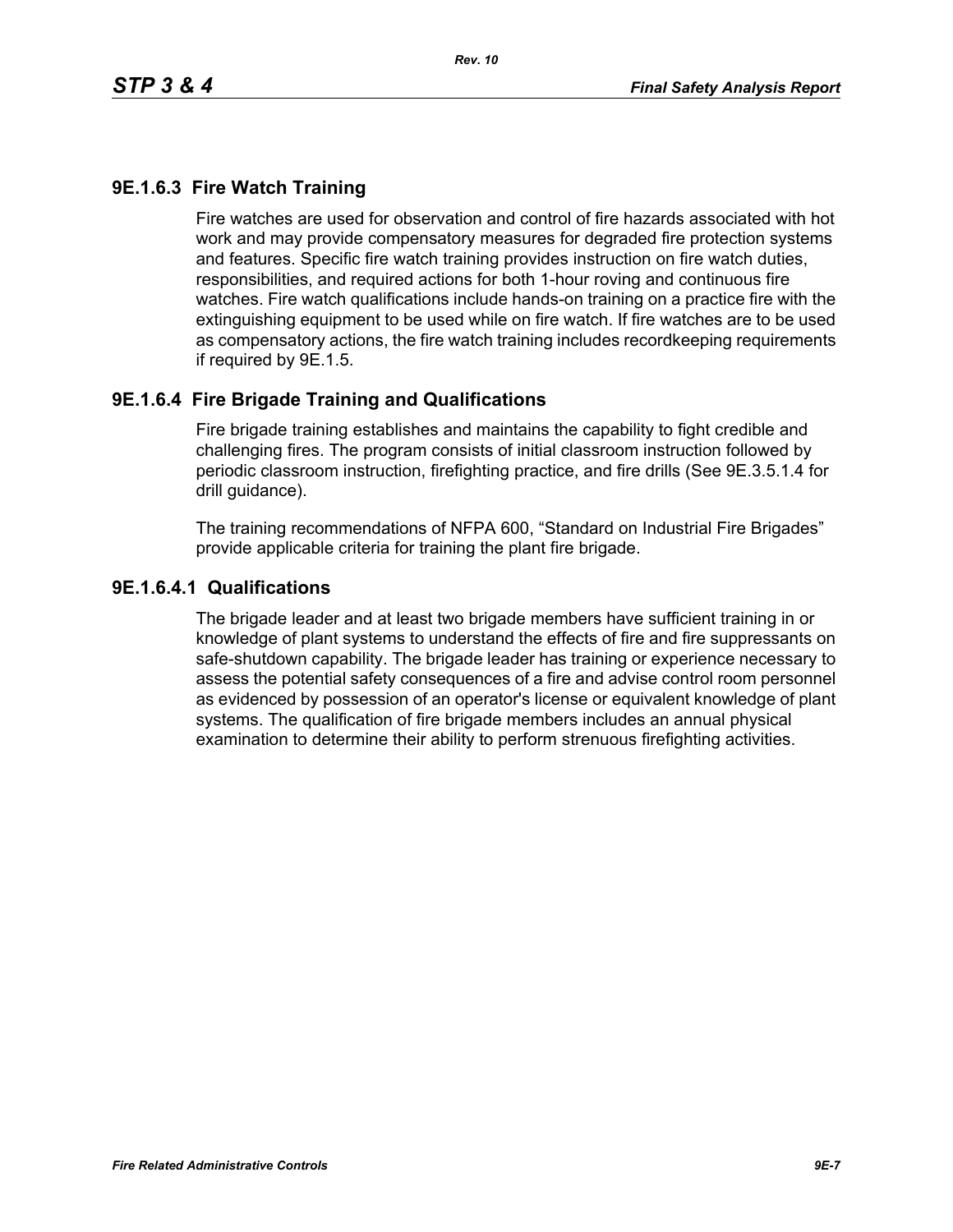### 9E.1.6.3 Fire Watch Training

Fire watches are used for observation and control of fire hazards associated with hot work and may provide compensatory measures for degraded fire protection systems and features. Specific fire watch training provides instruction on fire watch duties, responsibilities, and required actions for both 1-hour roving and continuous fire watches. Fire watch qualifications include hands-on training on a practice fire with the extinguishing equipment to be used while on fire watch. If fire watches are to be used as compensatory actions, the fire watch training includes recordkeeping requirements if required by 9E.1.5.

### 9E.1.6.4 Fire Brigade Training and Qualifications

Fire brigade training establishes and maintains the capability to fight credible and challenging fires. The program consists of initial classroom instruction followed by periodic classroom instruction, firefighting practice, and fire drills (See 9E.3.5.1.4 for drill guidance).

The training recommendations of NFPA 600, "Standard on Industrial Fire Brigades" provide applicable criteria for training the plant fire brigade.

#### 9E.1.6.4.1 Qualifications

The brigade leader and at least two brigade members have sufficient training in or knowledge of plant systems to understand the effects of fire and fire suppressants on safe-shutdown capability. The brigade leader has training or experience necessary to assess the potential safety consequences of a fire and advise control room personnel as evidenced by possession of an operator's license or equivalent knowledge of plant systems. The qualification of fire brigade members includes an annual physical examination to determine their ability to perform strenuous firefighting activities.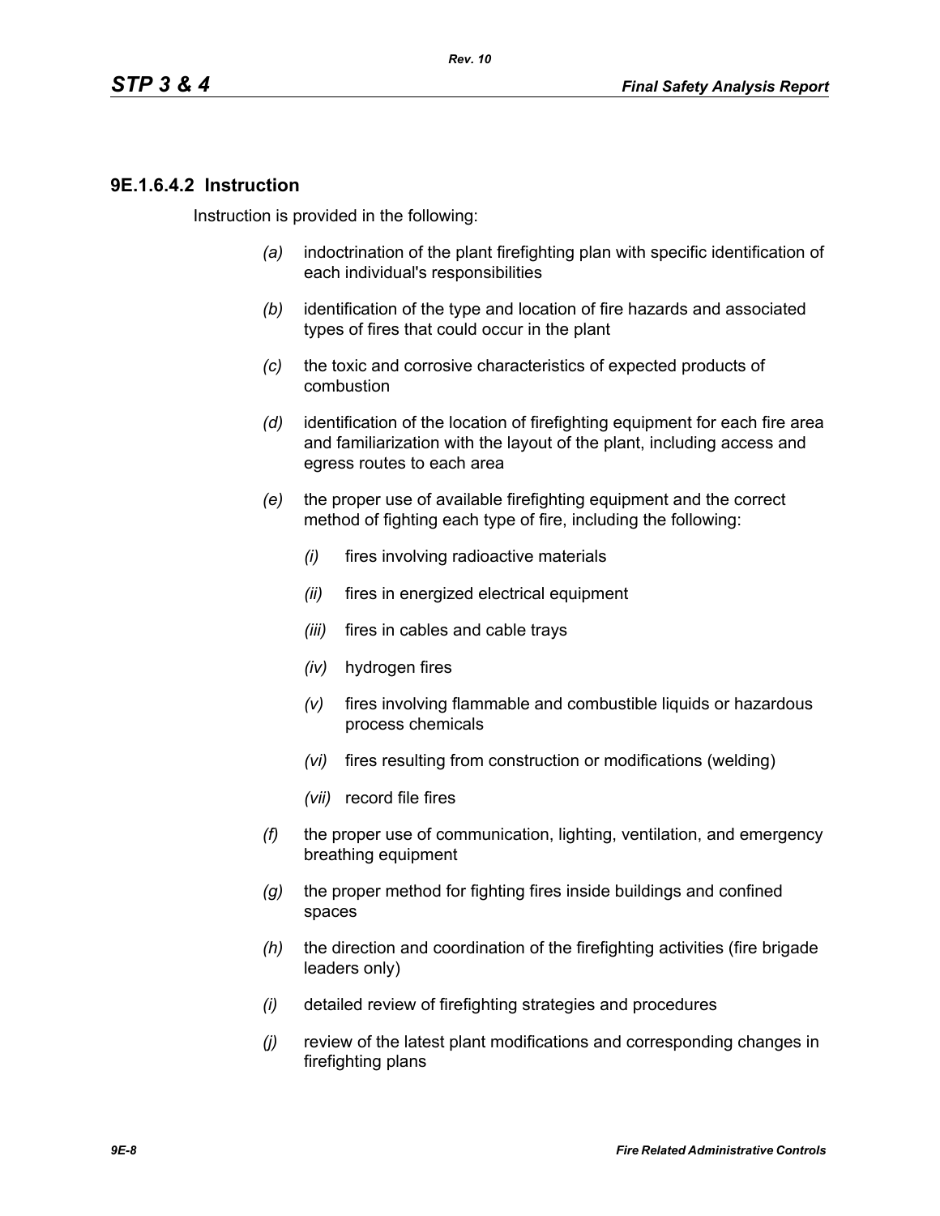#### 9E.1.6.4.2 Instruction

Instruction is provided in the following:

*(a)* indoctrination of the plant firefighting plan with specific identification of each individual's responsibilities

*(b)* identification of the type and location of fire hazards and associated types of fires that could occur in the plant

*(c)* the toxic and corrosive characteristics of expected products of combustion

*(d)* identification of the location of firefighting equipment for each fire area and familiarization with the layout of the plant, including access and egress routes to each area

*(e)* the proper use of available firefighting equipment and the correct method of fighting each type of fire, including the following:

- *(i)* fires involving radioactive materials
- *(ii)* fires in energized electrical equipment
- *(iii)* fires in cables and cable trays
- *(iv)* hydrogen fires
- *(v)* fires involving flammable and combustible liquids or hazardous process chemicals
- *(vi)* fires resulting from construction or modifications (welding)
- *(vii)* record file fires

*(f)* the proper use of communication, lighting, ventilation, and emergency breathing equipment

*(g)* the proper method for fighting fires inside buildings and confined spaces

*(h)* the direction and coordination of the firefighting activities (fire brigade leaders only)

*(i)* detailed review of firefighting strategies and procedures

*(j)* review of the latest plant modifications and corresponding changes in firefighting plans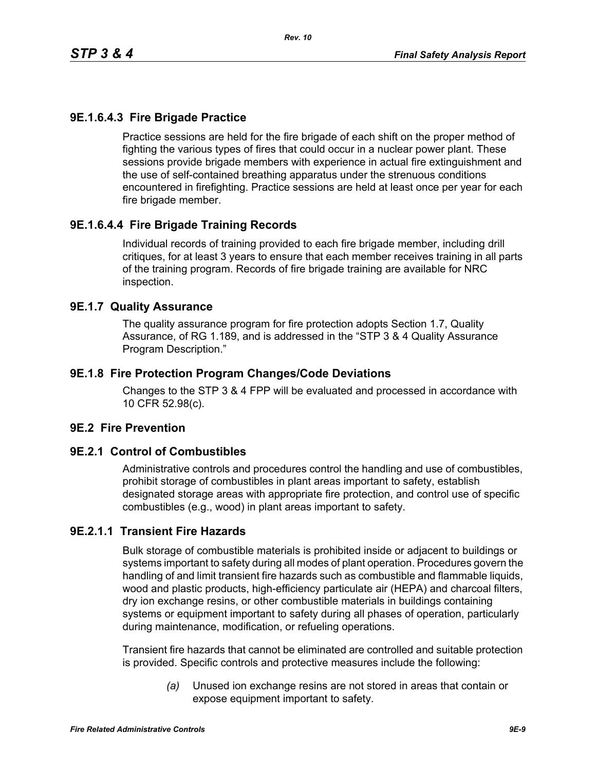### 9E.1.6.4.3 Fire Brigade Practice

Practice sessions are held for the fire brigade of each shift on the proper method of fighting the various types of fires that could occur in a nuclear power plant. These sessions provide brigade members with experience in actual fire extinguishment and the use of self-contained breathing apparatus under the strenuous conditions encountered in firefighting. Practice sessions are held at least once per year for each fire brigade member.

### 9E.1.6.4.4 Fire Brigade Training Records

Individual records of training provided to each fire brigade member, including drill critiques, for at least 3 years to ensure that each member receives training in all parts of the training program. Records of fire brigade training are available for NRC inspection.

## 9E.1.7 Quality Assurance

The quality assurance program for fire protection adopts Section 1.7, Quality Assurance, of RG 1.189, and is addressed in the "STP 3 & 4 Quality Assurance Program Description."

## 9E.1.8 Fire Protection Program Changes/Code Deviations

Changes to the STP 3 & 4 FPP will be evaluated and processed in accordance with 10 CFR 52.98(c).

## 9E.2 Fire Prevention

## 9E.2.1 Control of Combustibles

Administrative controls and procedures control the handling and use of combustibles, prohibit storage of combustibles in plant areas important to safety, establish designated storage areas with appropriate fire protection, and control use of specific combustibles (e.g., wood) in plant areas important to safety.

### 9E.2.1.1 Transient Fire Hazards

Bulk storage of combustible materials is prohibited inside or adjacent to buildings or systems important to safety during all modes of plant operation. Procedures govern the handling of and limit transient fire hazards such as combustible and flammable liquids, wood and plastic products, high-efficiency particulate air (HEPA) and charcoal filters, dry ion exchange resins, or other combustible materials in buildings containing systems or equipment important to safety during all phases of operation, particularly during maintenance, modification, or refueling operations.

Transient fire hazards that cannot be eliminated are controlled and suitable protection is provided. Specific controls and protective measures include the following:

*(a)* Unused ion exchange resins are not stored in areas that contain or expose equipment important to safety.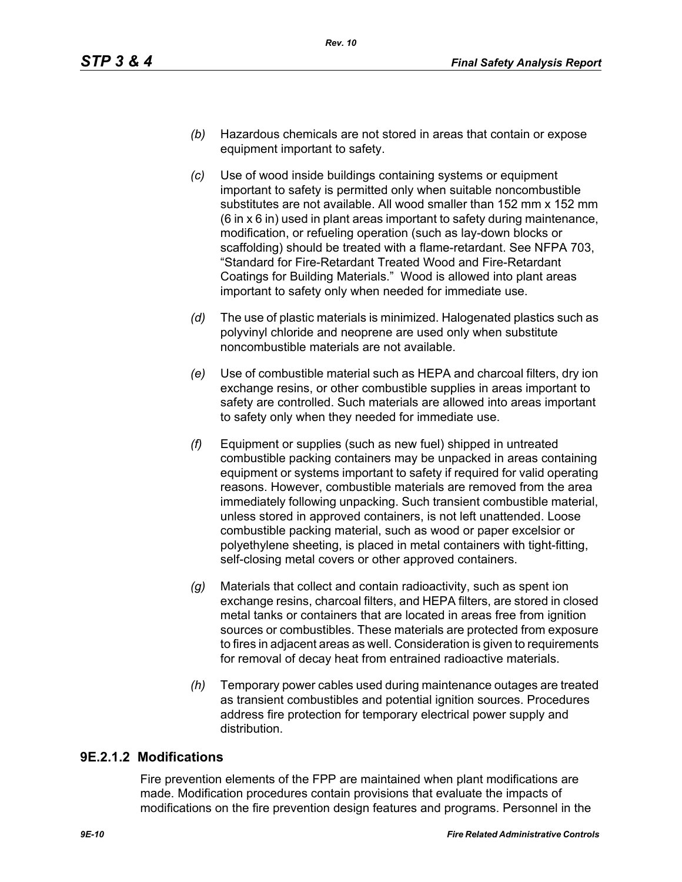- *(b)* Hazardous chemicals are not stored in areas that contain or expose equipment important to safety.
- *(c)* Use of wood inside buildings containing systems or equipment important to safety is permitted only when suitable noncombustible substitutes are not available. All wood smaller than 152 mm x 152 mm (6 in x 6 in) used in plant areas important to safety during maintenance, modification, or refueling operation (such as lay-down blocks or scaffolding) should be treated with a flame-retardant. See NFPA 703, "Standard for Fire-Retardant Treated Wood and Fire-Retardant Coatings for Building Materials." Wood is allowed into plant areas important to safety only when needed for immediate use.
- *(d)* The use of plastic materials is minimized. Halogenated plastics such as polyvinyl chloride and neoprene are used only when substitute noncombustible materials are not available.
- *(e)* Use of combustible material such as HEPA and charcoal filters, dry ion exchange resins, or other combustible supplies in areas important to safety are controlled. Such materials are allowed into areas important to safety only when they needed for immediate use.
- *(f)* Equipment or supplies (such as new fuel) shipped in untreated combustible packing containers may be unpacked in areas containing equipment or systems important to safety if required for valid operating reasons. However, combustible materials are removed from the area immediately following unpacking. Such transient combustible material, unless stored in approved containers, is not left unattended. Loose combustible packing material, such as wood or paper excelsior or polyethylene sheeting, is placed in metal containers with tight-fitting, self-closing metal covers or other approved containers.
- *(g)* Materials that collect and contain radioactivity, such as spent ion exchange resins, charcoal filters, and HEPA filters, are stored in closed metal tanks or containers that are located in areas free from ignition sources or combustibles. These materials are protected from exposure to fires in adjacent areas as well. Consideration is given to requirements for removal of decay heat from entrained radioactive materials.
- *(h)* Temporary power cables used during maintenance outages are treated as transient combustibles and potential ignition sources. Procedures address fire protection for temporary electrical power supply and distribution.

### 9E.2.1.2 Modifications

Fire prevention elements of the FPP are maintained when plant modifications are made. Modification procedures contain provisions that evaluate the impacts of modifications on the fire prevention design features and programs. Personnel in the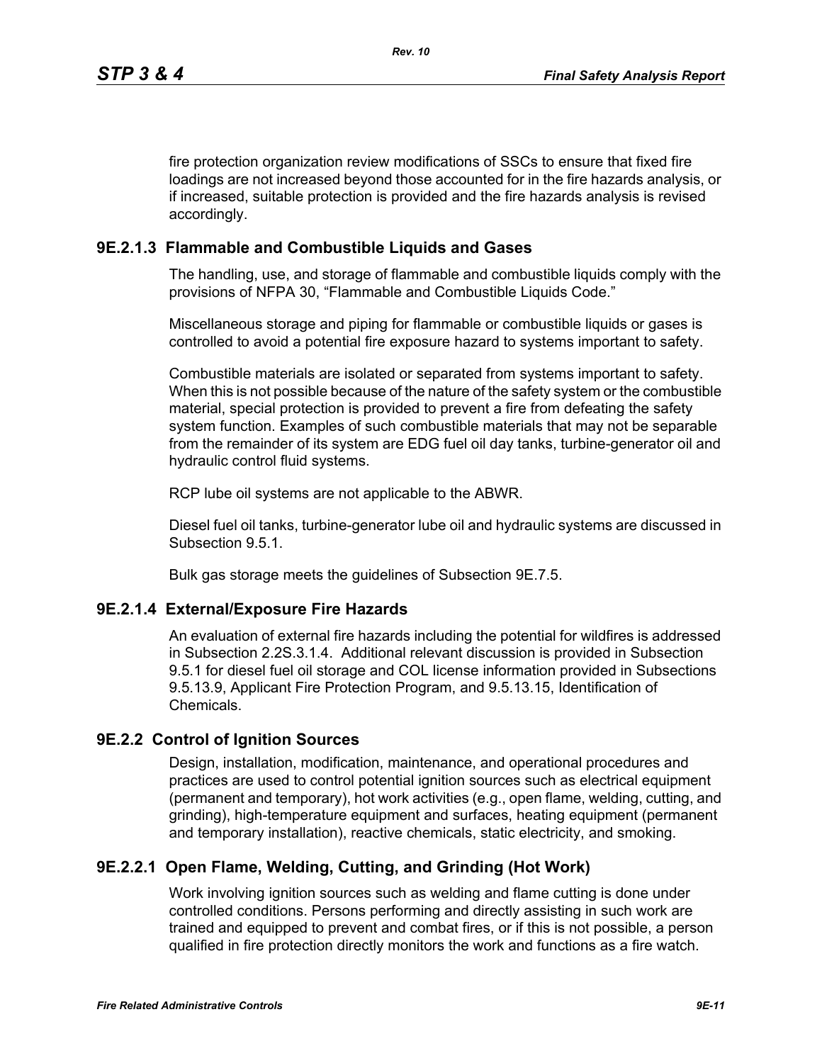fire protection organization review modifications of SSCs to ensure that fixed fire loadings are not increased beyond those accounted for in the fire hazards analysis, or if increased, suitable protection is provided and the fire hazards analysis is revised accordingly.

### 9E.2.1.3 Flammable and Combustible Liquids and Gases

The handling, use, and storage of flammable and combustible liquids comply with the provisions of NFPA 30, "Flammable and Combustible Liquids Code."

Miscellaneous storage and piping for flammable or combustible liquids or gases is controlled to avoid a potential fire exposure hazard to systems important to safety.

Combustible materials are isolated or separated from systems important to safety. When this is not possible because of the nature of the safety system or the combustible material, special protection is provided to prevent a fire from defeating the safety system function. Examples of such combustible materials that may not be separable from the remainder of its system are EDG fuel oil day tanks, turbine-generator oil and hydraulic control fluid systems.

RCP lube oil systems are not applicable to the ABWR.

Diesel fuel oil tanks, turbine-generator lube oil and hydraulic systems are discussed in Subsection 9.5.1.

Bulk gas storage meets the guidelines of Subsection 9E.7.5.

### 9E.2.1.4 External/Exposure Fire Hazards

An evaluation of external fire hazards including the potential for wildfires is addressed in Subsection 2.2S.3.1.4. Additional relevant discussion is provided in Subsection 9.5.1 for diesel fuel oil storage and COL license information provided in Subsections 9.5.13.9, Applicant Fire Protection Program, and 9.5.13.15, Identification of Chemicals.

## 9E.2.2 Control of Ignition Sources

Design, installation, modification, maintenance, and operational procedures and practices are used to control potential ignition sources such as electrical equipment (permanent and temporary), hot work activities (e.g., open flame, welding, cutting, and grinding), high-temperature equipment and surfaces, heating equipment (permanent and temporary installation), reactive chemicals, static electricity, and smoking.

### 9E.2.2.1 Open Flame, Welding, Cutting, and Grinding (Hot Work)

Work involving ignition sources such as welding and flame cutting is done under controlled conditions. Persons performing and directly assisting in such work are trained and equipped to prevent and combat fires, or if this is not possible, a person qualified in fire protection directly monitors the work and functions as a fire watch.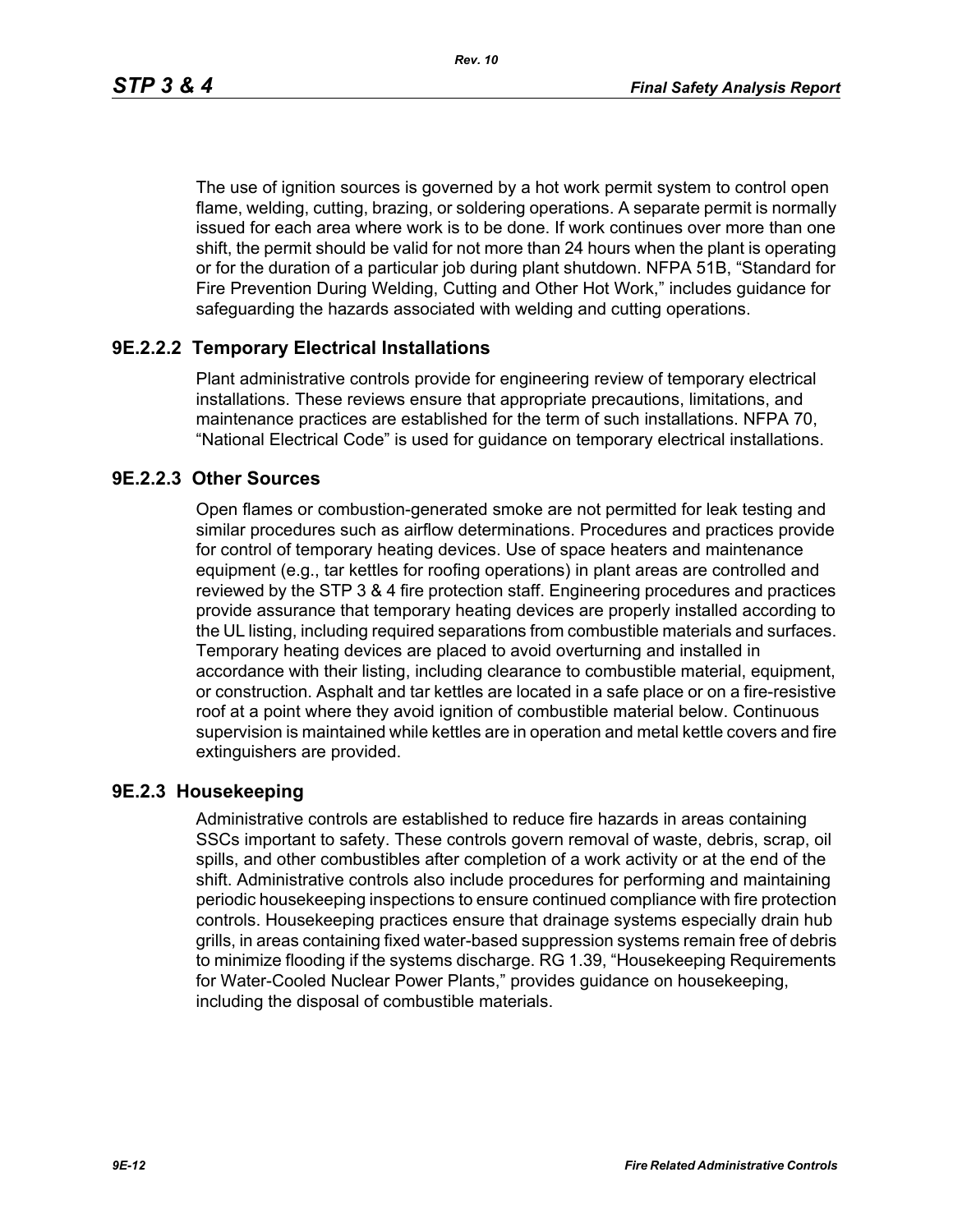The use of ignition sources is governed by a hot work permit system to control open flame, welding, cutting, brazing, or soldering operations. A separate permit is normally issued for each area where work is to be done. If work continues over more than one shift, the permit should be valid for not more than 24 hours when the plant is operating or for the duration of a particular job during plant shutdown. NFPA 51B, "Standard for Fire Prevention During Welding, Cutting and Other Hot Work," includes guidance for safeguarding the hazards associated with welding and cutting operations.

### 9E.2.2.2 Temporary Electrical Installations

Plant administrative controls provide for engineering review of temporary electrical installations. These reviews ensure that appropriate precautions, limitations, and maintenance practices are established for the term of such installations. NFPA 70, "National Electrical Code" is used for guidance on temporary electrical installations.

### 9E.2.2.3 Other Sources

Open flames or combustion-generated smoke are not permitted for leak testing and similar procedures such as airflow determinations. Procedures and practices provide for control of temporary heating devices. Use of space heaters and maintenance equipment (e.g., tar kettles for roofing operations) in plant areas are controlled and reviewed by the STP 3 & 4 fire protection staff. Engineering procedures and practices provide assurance that temporary heating devices are properly installed according to the UL listing, including required separations from combustible materials and surfaces. Temporary heating devices are placed to avoid overturning and installed in accordance with their listing, including clearance to combustible material, equipment, or construction. Asphalt and tar kettles are located in a safe place or on a fire-resistive roof at a point where they avoid ignition of combustible material below. Continuous supervision is maintained while kettles are in operation and metal kettle covers and fire extinguishers are provided.

## 9E.2.3 Housekeeping

Administrative controls are established to reduce fire hazards in areas containing SSCs important to safety. These controls govern removal of waste, debris, scrap, oil spills, and other combustibles after completion of a work activity or at the end of the shift. Administrative controls also include procedures for performing and maintaining periodic housekeeping inspections to ensure continued compliance with fire protection controls. Housekeeping practices ensure that drainage systems especially drain hub grills, in areas containing fixed water-based suppression systems remain free of debris to minimize flooding if the systems discharge. RG 1.39, "Housekeeping Requirements for Water-Cooled Nuclear Power Plants," provides guidance on housekeeping, including the disposal of combustible materials.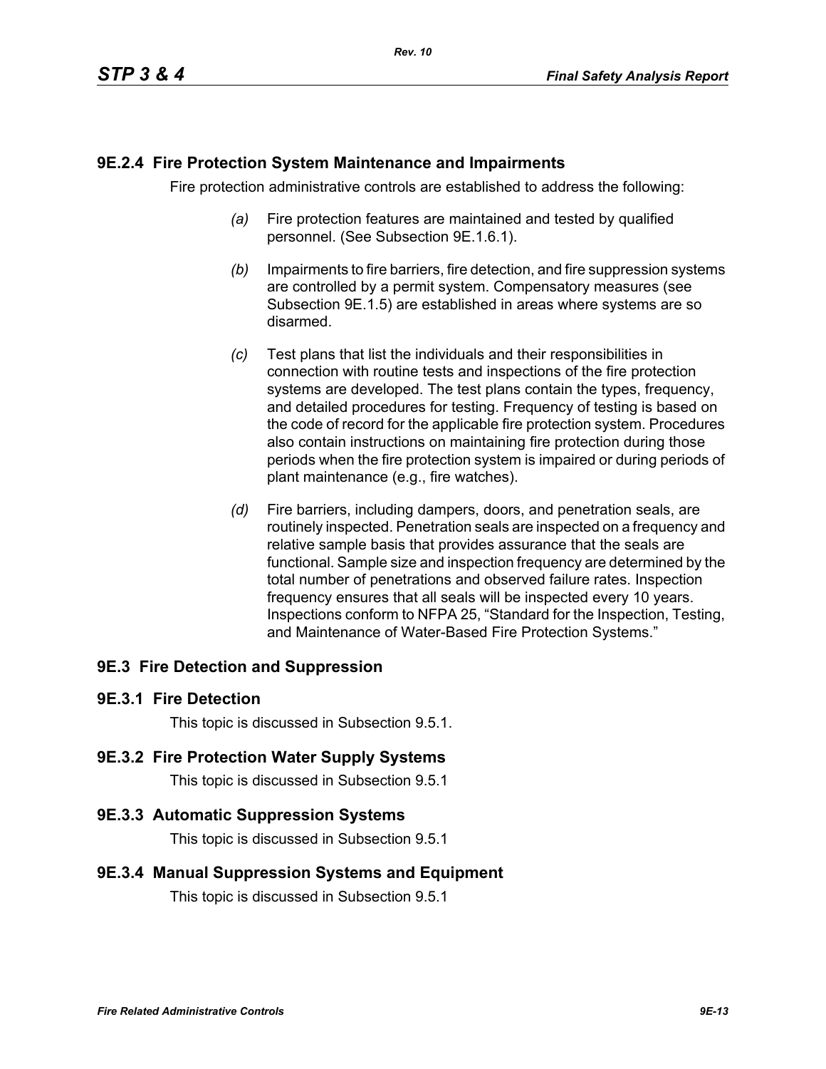## 9E.2.4 Fire Protection System Maintenance and Impairments

Fire protection administrative controls are established to address the following:

*(a)* Fire protection features are maintained and tested by qualified personnel. (See Subsection 9E.1.6.1).

*(b)* Impairments to fire barriers, fire detection, and fire suppression systems are controlled by a permit system. Compensatory measures (see Subsection 9E.1.5) are established in areas where systems are so disarmed.

*(c)* Test plans that list the individuals and their responsibilities in connection with routine tests and inspections of the fire protection systems are developed. The test plans contain the types, frequency, and detailed procedures for testing. Frequency of testing is based on the code of record for the applicable fire protection system. Procedures also contain instructions on maintaining fire protection during those periods when the fire protection system is impaired or during periods of plant maintenance (e.g., fire watches).

*(d)* Fire barriers, including dampers, doors, and penetration seals, are routinely inspected. Penetration seals are inspected on a frequency and relative sample basis that provides assurance that the seals are functional. Sample size and inspection frequency are determined by the total number of penetrations and observed failure rates. Inspection frequency ensures that all seals will be inspected every 10 years. Inspections conform to NFPA 25, "Standard for the Inspection, Testing, and Maintenance of Water-Based Fire Protection Systems."

## 9E.3 Fire Detection and Suppression

### 9E.3.1 Fire Detection

This topic is discussed in Subsection 9.5.1.

### 9E.3.2 Fire Protection Water Supply Systems

This topic is discussed in Subsection 9.5.1

### 9E.3.3 Automatic Suppression Systems

This topic is discussed in Subsection 9.5.1

### 9E.3.4 Manual Suppression Systems and Equipment

This topic is discussed in Subsection 9.5.1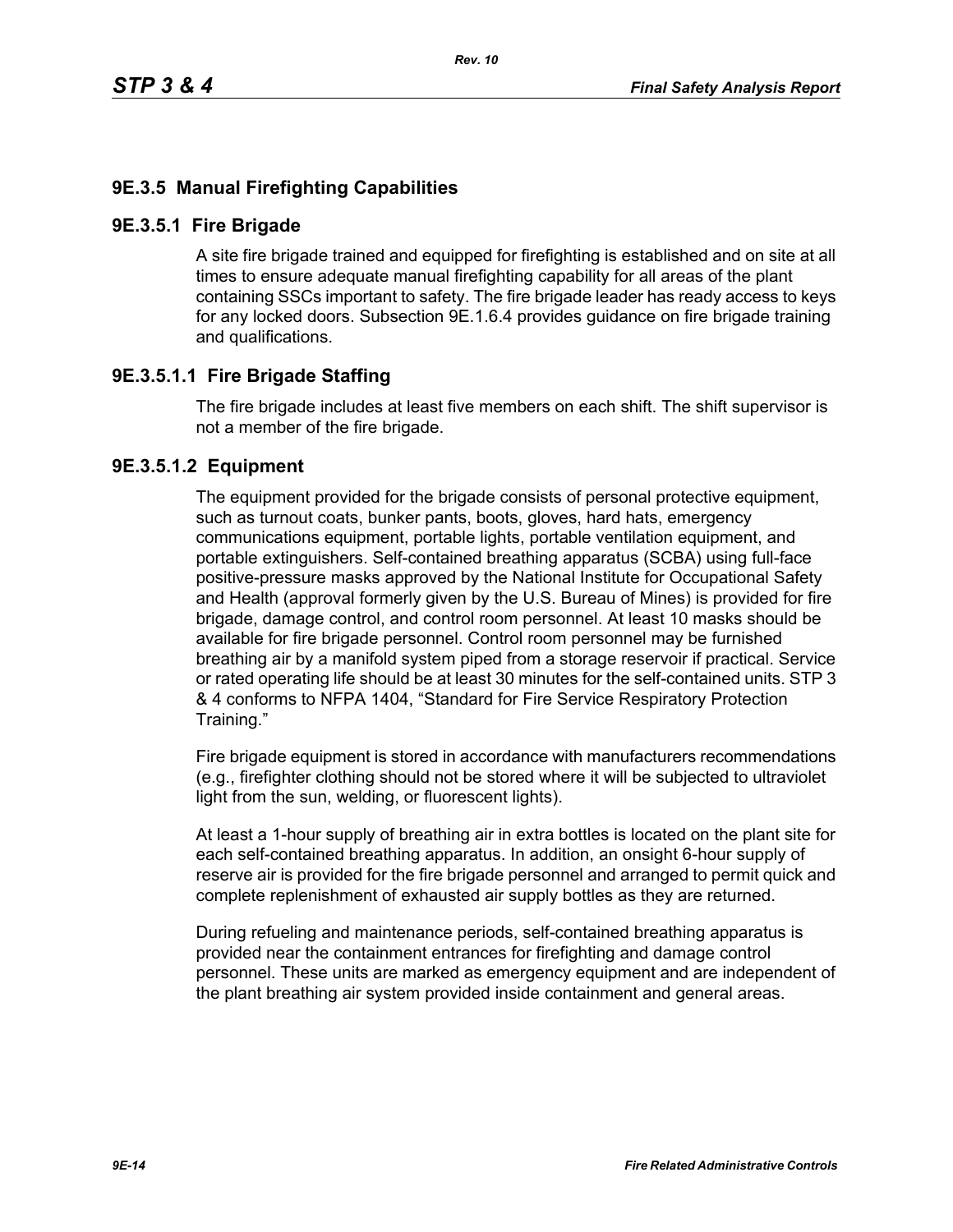## 9E.3.5 Manual Firefighting Capabilities

### 9E.3.5.1 Fire Brigade

A site fire brigade trained and equipped for firefighting is established and on site at all times to ensure adequate manual firefighting capability for all areas of the plant containing SSCs important to safety. The fire brigade leader has ready access to keys for any locked doors. Subsection 9E.1.6.4 provides guidance on fire brigade training and qualifications.

#### 9E.3.5.1.1 Fire Brigade Staffing

The fire brigade includes at least five members on each shift. The shift supervisor is not a member of the fire brigade.

#### 9E.3.5.1.2 Equipment

The equipment provided for the brigade consists of personal protective equipment, such as turnout coats, bunker pants, boots, gloves, hard hats, emergency communications equipment, portable lights, portable ventilation equipment, and portable extinguishers. Self-contained breathing apparatus (SCBA) using full-face positive-pressure masks approved by the National Institute for Occupational Safety and Health (approval formerly given by the U.S. Bureau of Mines) is provided for fire brigade, damage control, and control room personnel. At least 10 masks should be available for fire brigade personnel. Control room personnel may be furnished breathing air by a manifold system piped from a storage reservoir if practical. Service or rated operating life should be at least 30 minutes for the self-contained units. STP 3 & 4 conforms to NFPA 1404, "Standard for Fire Service Respiratory Protection Training."

Fire brigade equipment is stored in accordance with manufacturers recommendations (e.g., firefighter clothing should not be stored where it will be subjected to ultraviolet light from the sun, welding, or fluorescent lights).

At least a 1-hour supply of breathing air in extra bottles is located on the plant site for each self-contained breathing apparatus. In addition, an onsight 6-hour supply of reserve air is provided for the fire brigade personnel and arranged to permit quick and complete replenishment of exhausted air supply bottles as they are returned.

During refueling and maintenance periods, self-contained breathing apparatus is provided near the containment entrances for firefighting and damage control personnel. These units are marked as emergency equipment and are independent of the plant breathing air system provided inside containment and general areas.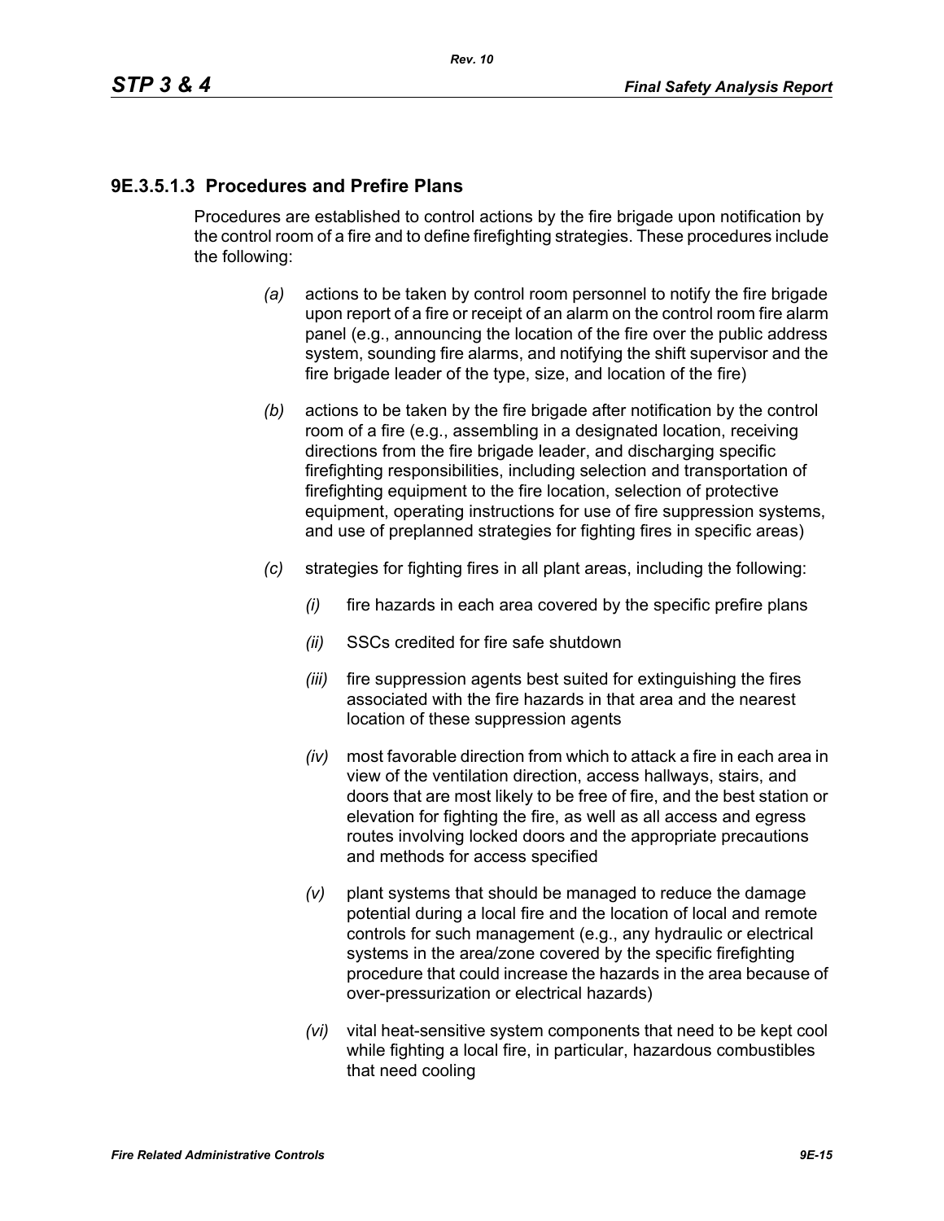### 9E.3.5.1.3 Procedures and Prefire Plans

Procedures are established to control actions by the fire brigade upon notification by the control room of a fire and to define firefighting strategies. These procedures include the following:

- *(a)* actions to be taken by control room personnel to notify the fire brigade upon report of a fire or receipt of an alarm on the control room fire alarm panel (e.g., announcing the location of the fire over the public address system, sounding fire alarms, and notifying the shift supervisor and the fire brigade leader of the type, size, and location of the fire)
- *(b)* actions to be taken by the fire brigade after notification by the control room of a fire (e.g., assembling in a designated location, receiving directions from the fire brigade leader, and discharging specific firefighting responsibilities, including selection and transportation of firefighting equipment to the fire location, selection of protective equipment, operating instructions for use of fire suppression systems, and use of preplanned strategies for fighting fires in specific areas)
- *(c)* strategies for fighting fires in all plant areas, including the following:
  - *(i)* fire hazards in each area covered by the specific prefire plans
  - *(ii)* SSCs credited for fire safe shutdown
  - *(iii)* fire suppression agents best suited for extinguishing the fires associated with the fire hazards in that area and the nearest location of these suppression agents
  - *(iv)* most favorable direction from which to attack a fire in each area in view of the ventilation direction, access hallways, stairs, and doors that are most likely to be free of fire, and the best station or elevation for fighting the fire, as well as all access and egress routes involving locked doors and the appropriate precautions and methods for access specified
  - *(v)* plant systems that should be managed to reduce the damage potential during a local fire and the location of local and remote controls for such management (e.g., any hydraulic or electrical systems in the area/zone covered by the specific firefighting procedure that could increase the hazards in the area because of over-pressurization or electrical hazards)
  - *(vi)* vital heat-sensitive system components that need to be kept cool while fighting a local fire, in particular, hazardous combustibles that need cooling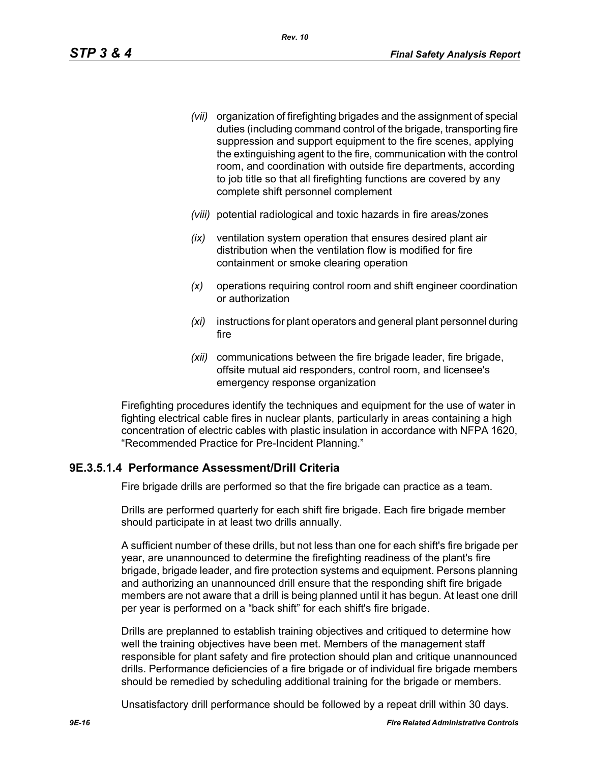*(vii)* organization of firefighting brigades and the assignment of special duties (including command control of the brigade, transporting fire suppression and support equipment to the fire scenes, applying the extinguishing agent to the fire, communication with the control room, and coordination with outside fire departments, according to job title so that all firefighting functions are covered by any complete shift personnel complement

*(viii)* potential radiological and toxic hazards in fire areas/zones

*(ix)* ventilation system operation that ensures desired plant air distribution when the ventilation flow is modified for fire containment or smoke clearing operation

*(x)* operations requiring control room and shift engineer coordination or authorization

*(xi)* instructions for plant operators and general plant personnel during fire

*(xii)* communications between the fire brigade leader, fire brigade, offsite mutual aid responders, control room, and licensee's emergency response organization

Firefighting procedures identify the techniques and equipment for the use of water in fighting electrical cable fires in nuclear plants, particularly in areas containing a high concentration of electric cables with plastic insulation in accordance with NFPA 1620, "Recommended Practice for Pre-Incident Planning."

### 9E.3.5.1.4 Performance Assessment/Drill Criteria

Fire brigade drills are performed so that the fire brigade can practice as a team.

Drills are performed quarterly for each shift fire brigade. Each fire brigade member should participate in at least two drills annually.

A sufficient number of these drills, but not less than one for each shift's fire brigade per year, are unannounced to determine the firefighting readiness of the plant's fire brigade, brigade leader, and fire protection systems and equipment. Persons planning and authorizing an unannounced drill ensure that the responding shift fire brigade members are not aware that a drill is being planned until it has begun. At least one drill per year is performed on a "back shift" for each shift's fire brigade.

Drills are preplanned to establish training objectives and critiqued to determine how well the training objectives have been met. Members of the management staff responsible for plant safety and fire protection should plan and critique unannounced drills. Performance deficiencies of a fire brigade or of individual fire brigade members should be remedied by scheduling additional training for the brigade or members.

Unsatisfactory drill performance should be followed by a repeat drill within 30 days.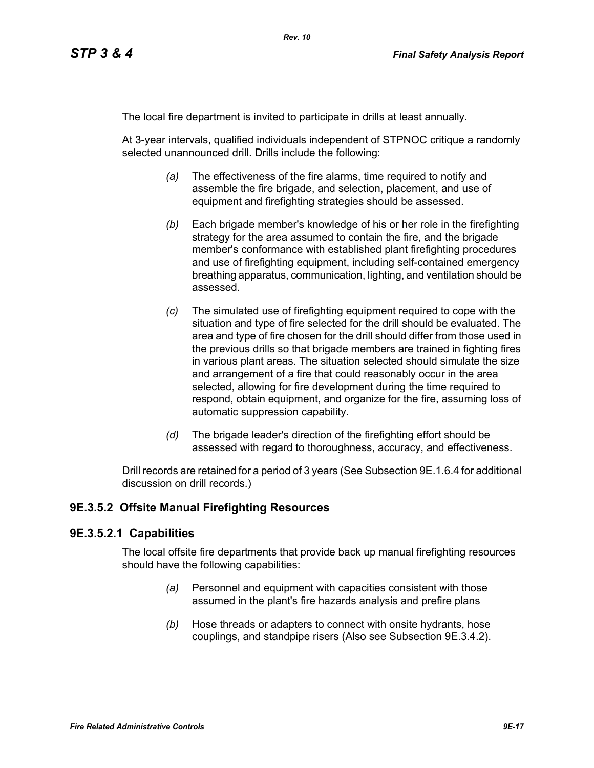The local fire department is invited to participate in drills at least annually.

At 3-year intervals, qualified individuals independent of STPNOC critique a randomly selected unannounced drill. Drills include the following:

*(a)* The effectiveness of the fire alarms, time required to notify and assemble the fire brigade, and selection, placement, and use of equipment and firefighting strategies should be assessed.

*(b)* Each brigade member's knowledge of his or her role in the firefighting strategy for the area assumed to contain the fire, and the brigade member's conformance with established plant firefighting procedures and use of firefighting equipment, including self-contained emergency breathing apparatus, communication, lighting, and ventilation should be assessed.

*(c)* The simulated use of firefighting equipment required to cope with the situation and type of fire selected for the drill should be evaluated. The area and type of fire chosen for the drill should differ from those used in the previous drills so that brigade members are trained in fighting fires in various plant areas. The situation selected should simulate the size and arrangement of a fire that could reasonably occur in the area selected, allowing for fire development during the time required to respond, obtain equipment, and organize for the fire, assuming loss of automatic suppression capability.

*(d)* The brigade leader's direction of the firefighting effort should be assessed with regard to thoroughness, accuracy, and effectiveness.

Drill records are retained for a period of 3 years (See Subsection 9E.1.6.4 for additional discussion on drill records.)

### 9E.3.5.2 Offsite Manual Firefighting Resources

#### 9E.3.5.2.1 Capabilities

The local offsite fire departments that provide back up manual firefighting resources should have the following capabilities:

*(a)* Personnel and equipment with capacities consistent with those assumed in the plant's fire hazards analysis and prefire plans

*(b)* Hose threads or adapters to connect with onsite hydrants, hose couplings, and standpipe risers (Also see Subsection 9E.3.4.2).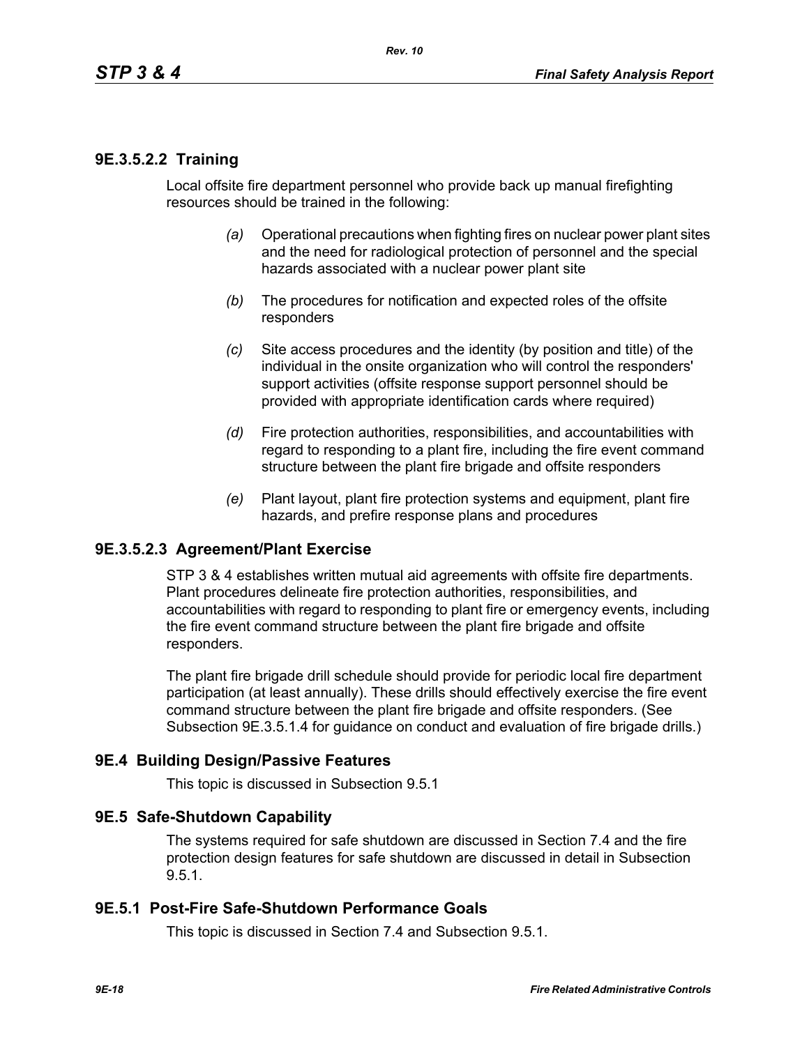### 9E.3.5.2.2 Training

Local offsite fire department personnel who provide back up manual firefighting resources should be trained in the following:

*(a)* Operational precautions when fighting fires on nuclear power plant sites and the need for radiological protection of personnel and the special hazards associated with a nuclear power plant site

*(b)* The procedures for notification and expected roles of the offsite responders

*(c)* Site access procedures and the identity (by position and title) of the individual in the onsite organization who will control the responders' support activities (offsite response support personnel should be provided with appropriate identification cards where required)

*(d)* Fire protection authorities, responsibilities, and accountabilities with regard to responding to a plant fire, including the fire event command structure between the plant fire brigade and offsite responders

*(e)* Plant layout, plant fire protection systems and equipment, plant fire hazards, and prefire response plans and procedures

### 9E.3.5.2.3 Agreement/Plant Exercise

STP 3 & 4 establishes written mutual aid agreements with offsite fire departments. Plant procedures delineate fire protection authorities, responsibilities, and accountabilities with regard to responding to plant fire or emergency events, including the fire event command structure between the plant fire brigade and offsite responders.

The plant fire brigade drill schedule should provide for periodic local fire department participation (at least annually). These drills should effectively exercise the fire event command structure between the plant fire brigade and offsite responders. (See Subsection 9E.3.5.1.4 for guidance on conduct and evaluation of fire brigade drills.)

## 9E.4 Building Design/Passive Features

This topic is discussed in Subsection 9.5.1

## 9E.5 Safe-Shutdown Capability

The systems required for safe shutdown are discussed in Section 7.4 and the fire protection design features for safe shutdown are discussed in detail in Subsection 9.5.1.

## 9E.5.1 Post-Fire Safe-Shutdown Performance Goals

This topic is discussed in Section 7.4 and Subsection 9.5.1.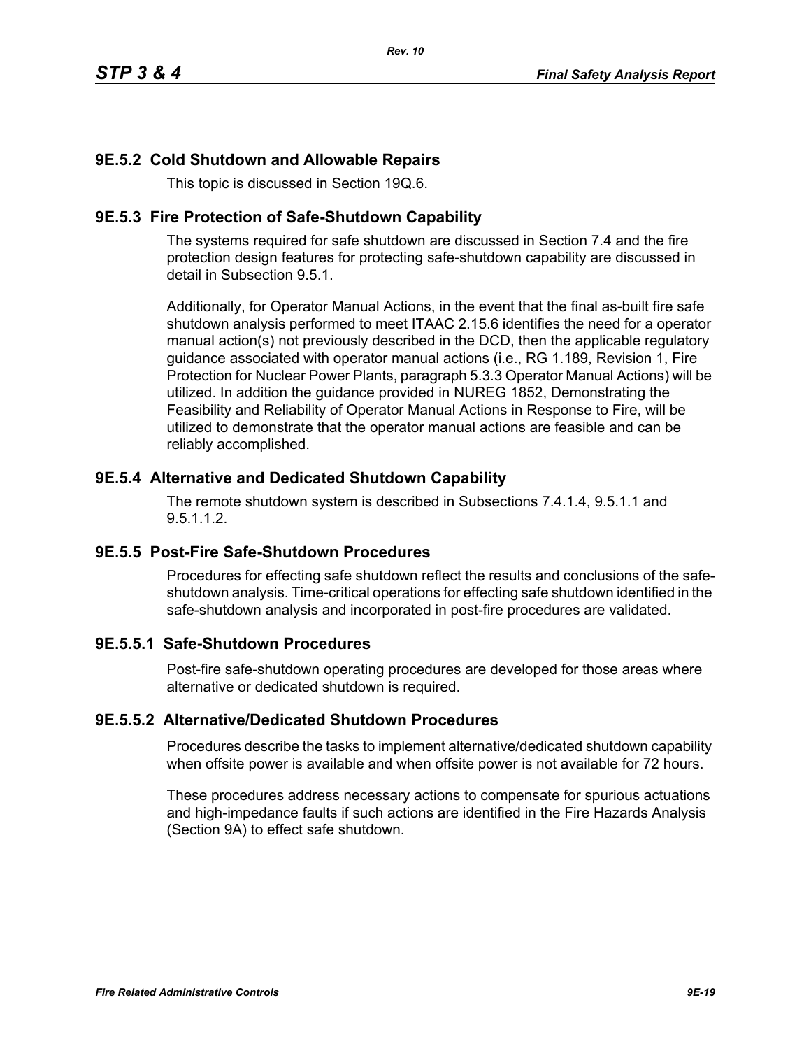## 9E.5.2 Cold Shutdown and Allowable Repairs

This topic is discussed in Section 19Q.6.

## 9E.5.3 Fire Protection of Safe-Shutdown Capability

The systems required for safe shutdown are discussed in Section 7.4 and the fire protection design features for protecting safe-shutdown capability are discussed in detail in Subsection 9.5.1.

Additionally, for Operator Manual Actions, in the event that the final as-built fire safe shutdown analysis performed to meet ITAAC 2.15.6 identifies the need for a operator manual action(s) not previously described in the DCD, then the applicable regulatory guidance associated with operator manual actions (i.e., RG 1.189, Revision 1, Fire Protection for Nuclear Power Plants, paragraph 5.3.3 Operator Manual Actions) will be utilized. In addition the guidance provided in NUREG 1852, Demonstrating the Feasibility and Reliability of Operator Manual Actions in Response to Fire, will be utilized to demonstrate that the operator manual actions are feasible and can be reliably accomplished.

## 9E.5.4 Alternative and Dedicated Shutdown Capability

The remote shutdown system is described in Subsections 7.4.1.4, 9.5.1.1 and 9.5.1.1.2.

## 9E.5.5 Post-Fire Safe-Shutdown Procedures

Procedures for effecting safe shutdown reflect the results and conclusions of the safe-shutdown analysis. Time-critical operations for effecting safe shutdown identified in the safe-shutdown analysis and incorporated in post-fire procedures are validated.

### 9E.5.5.1 Safe-Shutdown Procedures

Post-fire safe-shutdown operating procedures are developed for those areas where alternative or dedicated shutdown is required.

### 9E.5.5.2 Alternative/Dedicated Shutdown Procedures

Procedures describe the tasks to implement alternative/dedicated shutdown capability when offsite power is available and when offsite power is not available for 72 hours.

These procedures address necessary actions to compensate for spurious actuations and high-impedance faults if such actions are identified in the Fire Hazards Analysis (Section 9A) to effect safe shutdown.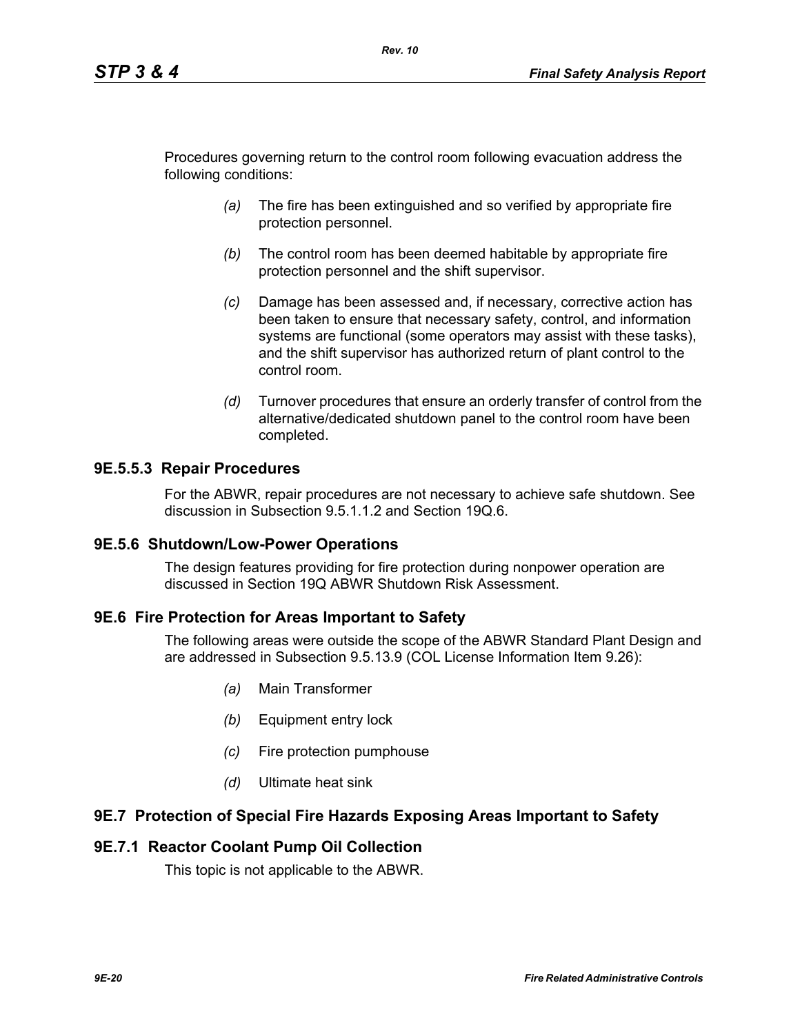Procedures governing return to the control room following evacuation address the following conditions:

- *(a)* The fire has been extinguished and so verified by appropriate fire protection personnel.
- *(b)* The control room has been deemed habitable by appropriate fire protection personnel and the shift supervisor.
- *(c)* Damage has been assessed and, if necessary, corrective action has been taken to ensure that necessary safety, control, and information systems are functional (some operators may assist with these tasks), and the shift supervisor has authorized return of plant control to the control room.
- *(d)* Turnover procedures that ensure an orderly transfer of control from the alternative/dedicated shutdown panel to the control room have been completed.

### 9E.5.5.3 Repair Procedures

For the ABWR, repair procedures are not necessary to achieve safe shutdown. See discussion in Subsection 9.5.1.1.2 and Section 19Q.6.

## 9E.5.6 Shutdown/Low-Power Operations

The design features providing for fire protection during nonpower operation are discussed in Section 19Q ABWR Shutdown Risk Assessment.

## 9E.6 Fire Protection for Areas Important to Safety

The following areas were outside the scope of the ABWR Standard Plant Design and are addressed in Subsection 9.5.13.9 (COL License Information Item 9.26):

- *(a)* Main Transformer
- *(b)* Equipment entry lock
- *(c)* Fire protection pumphouse
- *(d)* Ultimate heat sink

## 9E.7 Protection of Special Fire Hazards Exposing Areas Important to Safety

### 9E.7.1 Reactor Coolant Pump Oil Collection

This topic is not applicable to the ABWR.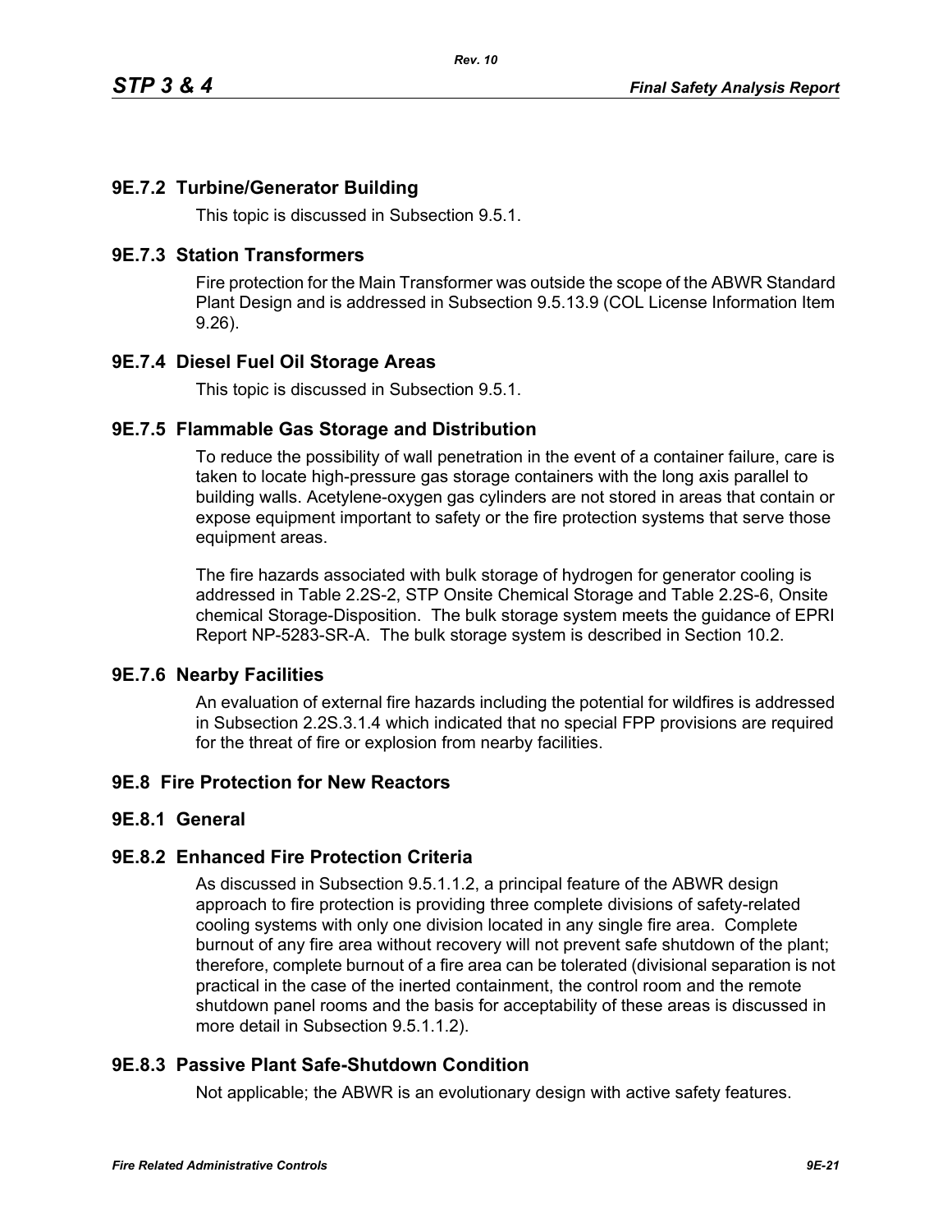### 9E.7.2 Turbine/Generator Building

This topic is discussed in Subsection 9.5.1.

### 9E.7.3 Station Transformers

Fire protection for the Main Transformer was outside the scope of the ABWR Standard Plant Design and is addressed in Subsection 9.5.13.9 (COL License Information Item 9.26).

### 9E.7.4 Diesel Fuel Oil Storage Areas

This topic is discussed in Subsection 9.5.1.

### 9E.7.5 Flammable Gas Storage and Distribution

To reduce the possibility of wall penetration in the event of a container failure, care is taken to locate high-pressure gas storage containers with the long axis parallel to building walls. Acetylene-oxygen gas cylinders are not stored in areas that contain or expose equipment important to safety or the fire protection systems that serve those equipment areas.

The fire hazards associated with bulk storage of hydrogen for generator cooling is addressed in Table 2.2S-2, STP Onsite Chemical Storage and Table 2.2S-6, Onsite chemical Storage-Disposition. The bulk storage system meets the guidance of EPRI Report NP-5283-SR-A. The bulk storage system is described in Section 10.2.

### 9E.7.6 Nearby Facilities

An evaluation of external fire hazards including the potential for wildfires is addressed in Subsection 2.2S.3.1.4 which indicated that no special FPP provisions are required for the threat of fire or explosion from nearby facilities.

## 9E.8 Fire Protection for New Reactors

### 9E.8.1 General

### 9E.8.2 Enhanced Fire Protection Criteria

As discussed in Subsection 9.5.1.1.2, a principal feature of the ABWR design approach to fire protection is providing three complete divisions of safety-related cooling systems with only one division located in any single fire area. Complete burnout of any fire area without recovery will not prevent safe shutdown of the plant; therefore, complete burnout of a fire area can be tolerated (divisional separation is not practical in the case of the inerted containment, the control room and the remote shutdown panel rooms and the basis for acceptability of these areas is discussed in more detail in Subsection 9.5.1.1.2).

### 9E.8.3 Passive Plant Safe-Shutdown Condition

Not applicable; the ABWR is an evolutionary design with active safety features.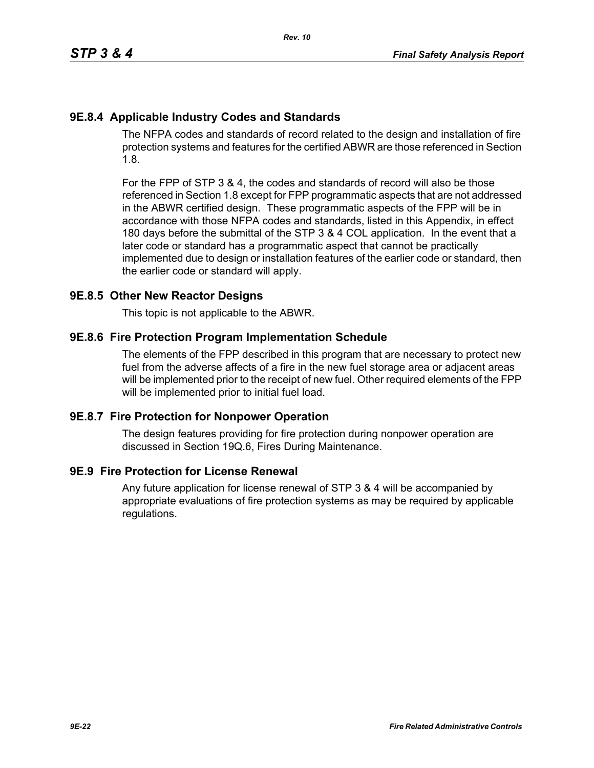### 9E.8.4 Applicable Industry Codes and Standards

The NFPA codes and standards of record related to the design and installation of fire protection systems and features for the certified ABWR are those referenced in Section 1.8.

For the FPP of STP 3 & 4, the codes and standards of record will also be those referenced in Section 1.8 except for FPP programmatic aspects that are not addressed in the ABWR certified design. These programmatic aspects of the FPP will be in accordance with those NFPA codes and standards, listed in this Appendix, in effect 180 days before the submittal of the STP 3 & 4 COL application. In the event that a later code or standard has a programmatic aspect that cannot be practically implemented due to design or installation features of the earlier code or standard, then the earlier code or standard will apply.

### 9E.8.5 Other New Reactor Designs

This topic is not applicable to the ABWR.

### 9E.8.6 Fire Protection Program Implementation Schedule

The elements of the FPP described in this program that are necessary to protect new fuel from the adverse affects of a fire in the new fuel storage area or adjacent areas will be implemented prior to the receipt of new fuel. Other required elements of the FPP will be implemented prior to initial fuel load.

### 9E.8.7 Fire Protection for Nonpower Operation

The design features providing for fire protection during nonpower operation are discussed in Section 19Q.6, Fires During Maintenance.

## 9E.9 Fire Protection for License Renewal

Any future application for license renewal of STP 3 & 4 will be accompanied by appropriate evaluations of fire protection systems as may be required by applicable regulations.